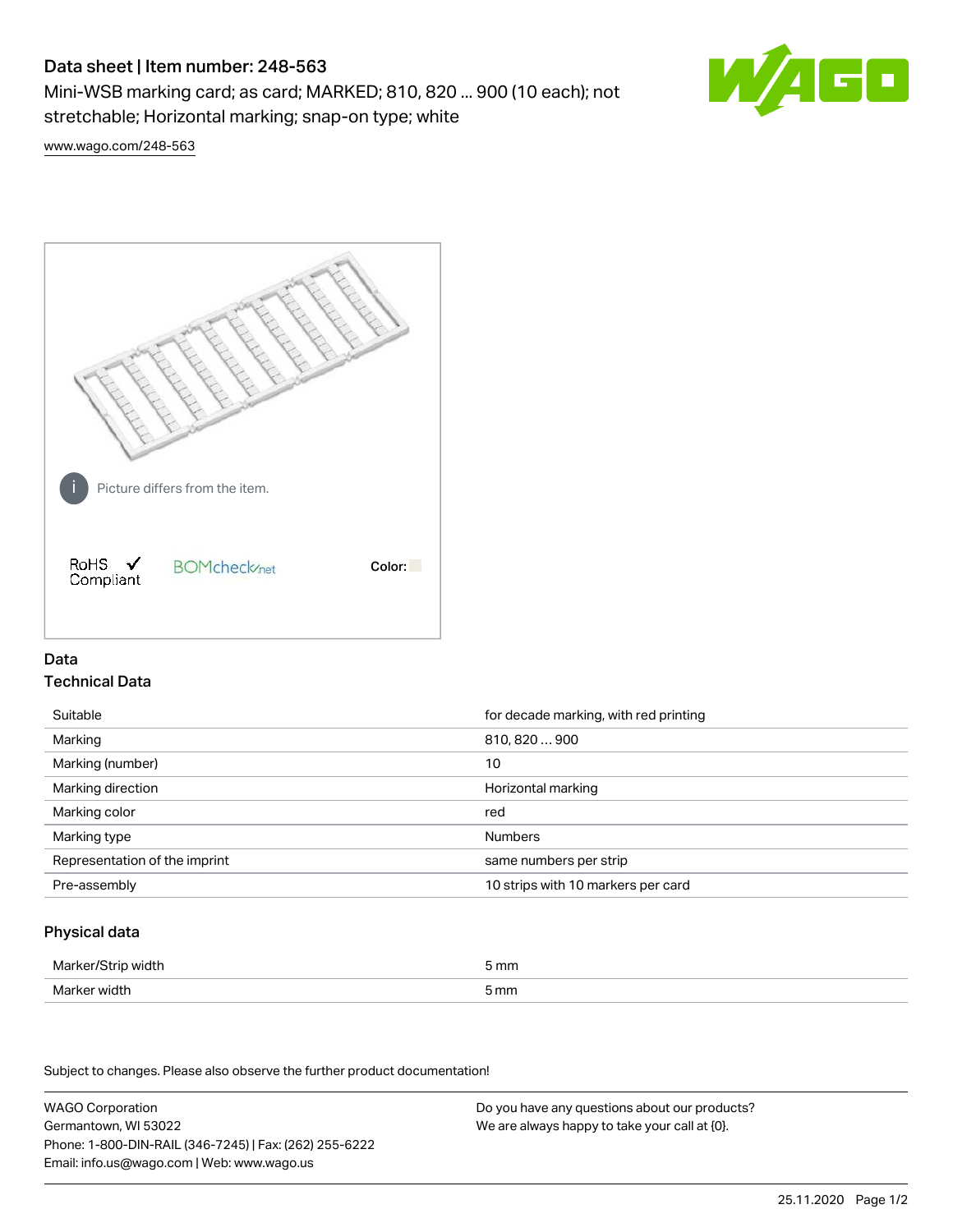# Data sheet | Item number: 248-563

Mini-WSB marking card; as card; MARKED; 810, 820 ... 900 (10 each); not stretchable; Horizontal marking; snap-on type; white

www.wago.com/248-563

Picture differs from the item.

RoHS Compliant

BOMcheck.net

Color:

## Data

### Technical Data

| | |
|---|---|
| Suitable | for decade marking, with red printing |
| Marking | 810, 820 … 900 |
| Marking (number) | 10 |
| Marking direction | Horizontal marking |
| Marking color | red |
| Marking type | Numbers |
| Representation of the imprint | same numbers per strip |
| Pre-assembly | 10 strips with 10 markers per card |

### Physical data

| | |
|---|---|
| Marker/Strip width | 5 mm |
| Marker width | 5 mm |

Subject to changes. Please also observe the further product documentation!

WAGO Corporation
Germantown, WI 53022
Phone: 1-800-DIN-RAIL (346-7245) | Fax: (262) 255-6222
Email: info.us@wago.com | Web: www.wago.us

Do you have any questions about our products?
We are always happy to take your call at {0}.

25.11.2020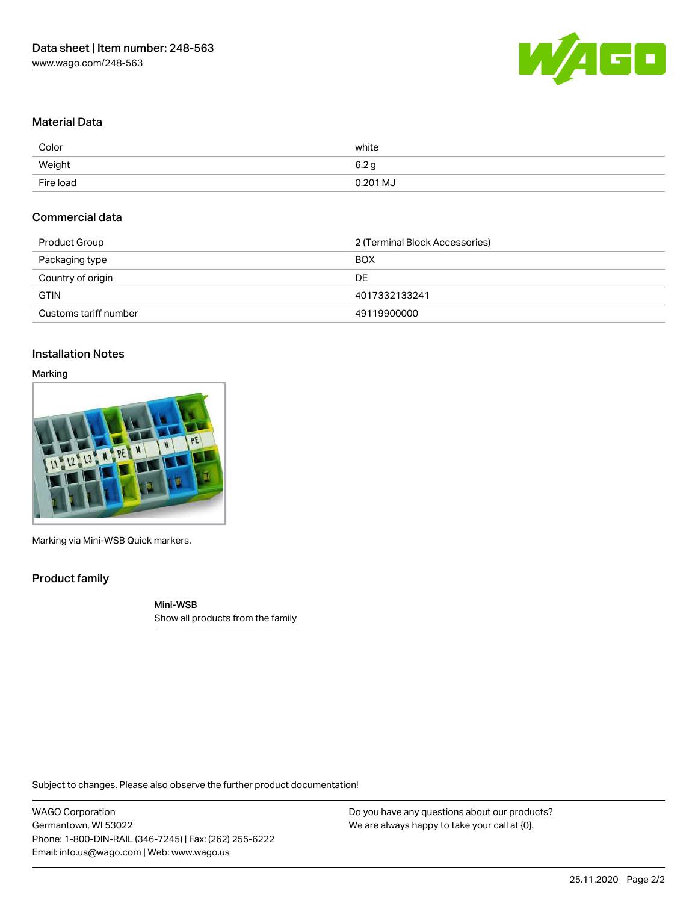## Material Data

| | |
|---|---|
| Color | white |
| Weight | 6.2 g |
| Fire load | 0.201 MJ |

## Commercial data

| | |
|---|---|
| Product Group | 2 (Terminal Block Accessories) |
| Packaging type | BOX |
| Country of origin | DE |
| GTIN | 4017332133241 |
| Customs tariff number | 49119900000 |

## Installation Notes

### Marking

Marking via Mini-WSB Quick markers.

## Product family

Mini-WSB
Show all products from the family

Subject to changes. Please also observe the further product documentation!

WAGO Corporation
Germantown, WI 53022
Phone: 1-800-DIN-RAIL (346-7245) | Fax: (262) 255-6222
Email: info.us@wago.com | Web: www.wago.us

Do you have any questions about our products?
We are always happy to take your call at {0}.